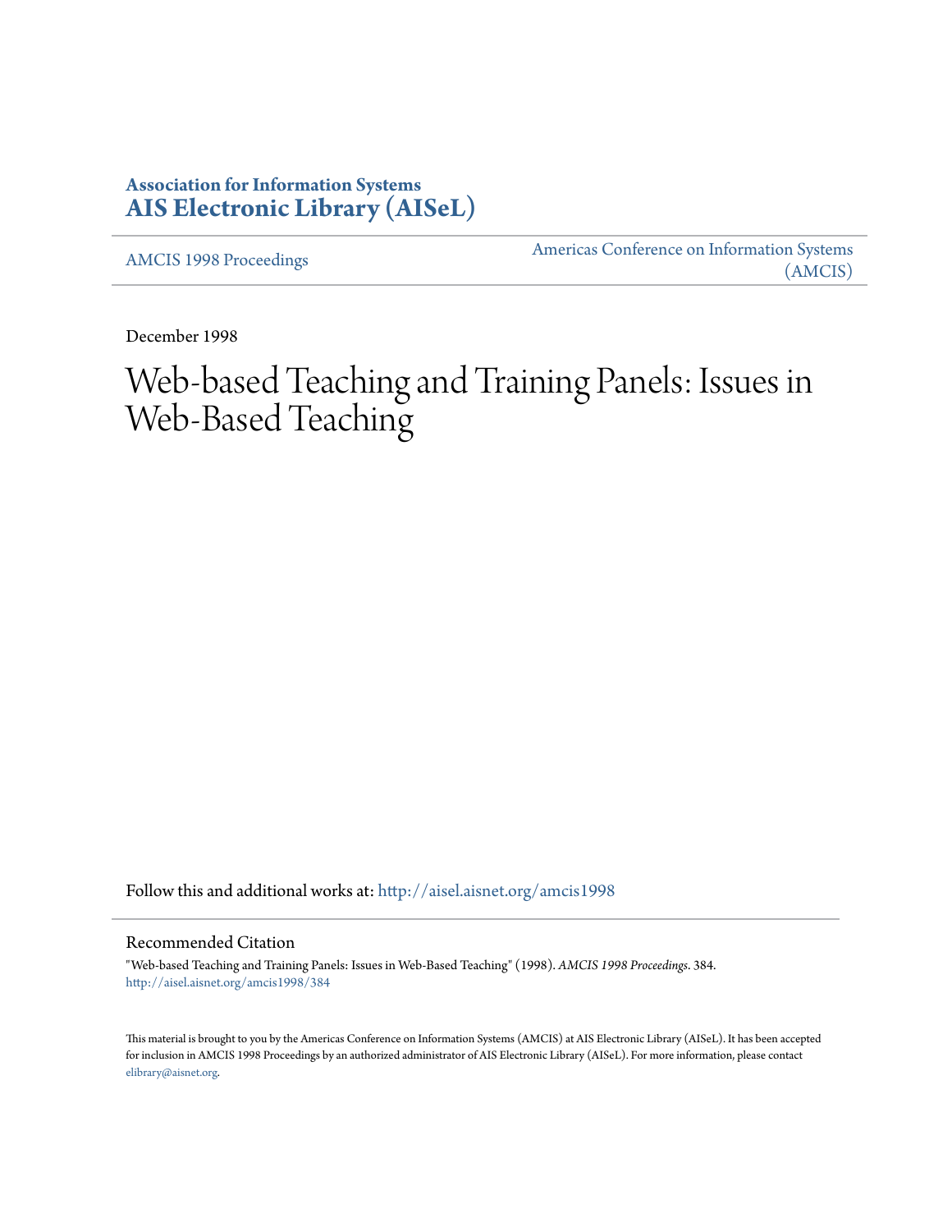**Association for Information Systems**
**AIS Electronic Library (AISeL)**

AMCIS 1998 Proceedings

Americas Conference on Information Systems (AMCIS)

December 1998

# Web-based Teaching and Training Panels: Issues in Web-Based Teaching

Follow this and additional works at: http://aisel.aisnet.org/amcis1998

## Recommended Citation

"Web-based Teaching and Training Panels: Issues in Web-Based Teaching" (1998). *AMCIS 1998 Proceedings*. 384.
http://aisel.aisnet.org/amcis1998/384

This material is brought to you by the Americas Conference on Information Systems (AMCIS) at AIS Electronic Library (AISeL). It has been accepted for inclusion in AMCIS 1998 Proceedings by an authorized administrator of AIS Electronic Library (AISeL). For more information, please contact elibrary@aisnet.org.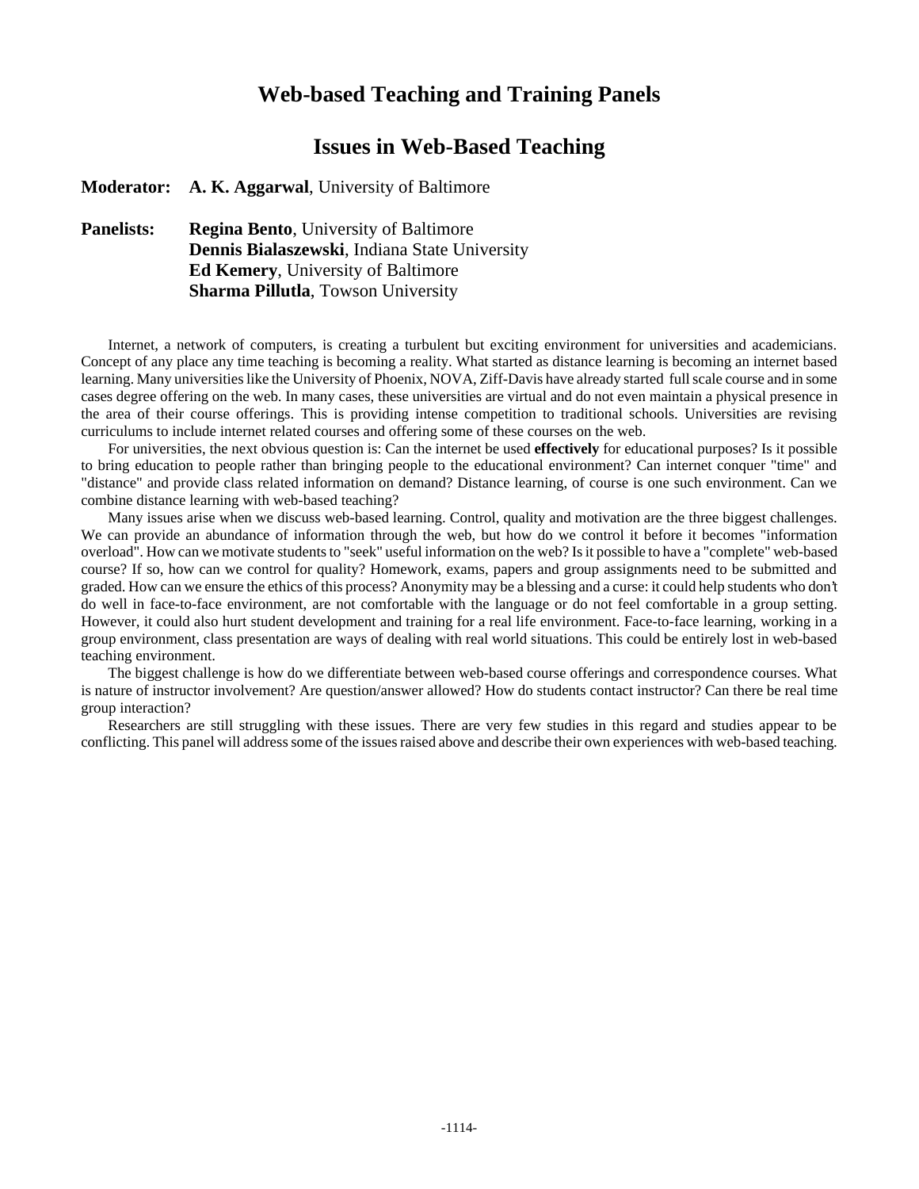# Web-based Teaching and Training Panels

## Issues in Web-Based Teaching

**Moderator:** **A. K. Aggarwal**, University of Baltimore

**Panelists:** **Regina Bento**, University of Baltimore
**Dennis Bialaszewski**, Indiana State University
**Ed Kemery**, University of Baltimore
**Sharma Pillutla**, Towson University

Internet, a network of computers, is creating a turbulent but exciting environment for universities and academicians. Concept of any place any time teaching is becoming a reality. What started as distance learning is becoming an internet based learning. Many universities like the University of Phoenix, NOVA, Ziff-Davis have already started full scale course and in some cases degree offering on the web. In many cases, these universities are virtual and do not even maintain a physical presence in the area of their course offerings. This is providing intense competition to traditional schools. Universities are revising curriculums to include internet related courses and offering some of these courses on the web.

For universities, the next obvious question is: Can the internet be used **effectively** for educational purposes? Is it possible to bring education to people rather than bringing people to the educational environment? Can internet conquer "time" and "distance" and provide class related information on demand? Distance learning, of course is one such environment. Can we combine distance learning with web-based teaching?

Many issues arise when we discuss web-based learning. Control, quality and motivation are the three biggest challenges. We can provide an abundance of information through the web, but how do we control it before it becomes "information overload". How can we motivate students to "seek" useful information on the web? Is it possible to have a "complete" web-based course? If so, how can we control for quality? Homework, exams, papers and group assignments need to be submitted and graded. How can we ensure the ethics of this process? Anonymity may be a blessing and a curse: it could help students who don't do well in face-to-face environment, are not comfortable with the language or do not feel comfortable in a group setting. However, it could also hurt student development and training for a real life environment. Face-to-face learning, working in a group environment, class presentation are ways of dealing with real world situations. This could be entirely lost in web-based teaching environment.

The biggest challenge is how do we differentiate between web-based course offerings and correspondence courses. What is nature of instructor involvement? Are question/answer allowed? How do students contact instructor? Can there be real time group interaction?

Researchers are still struggling with these issues. There are very few studies in this regard and studies appear to be conflicting. This panel will address some of the issues raised above and describe their own experiences with web-based teaching.